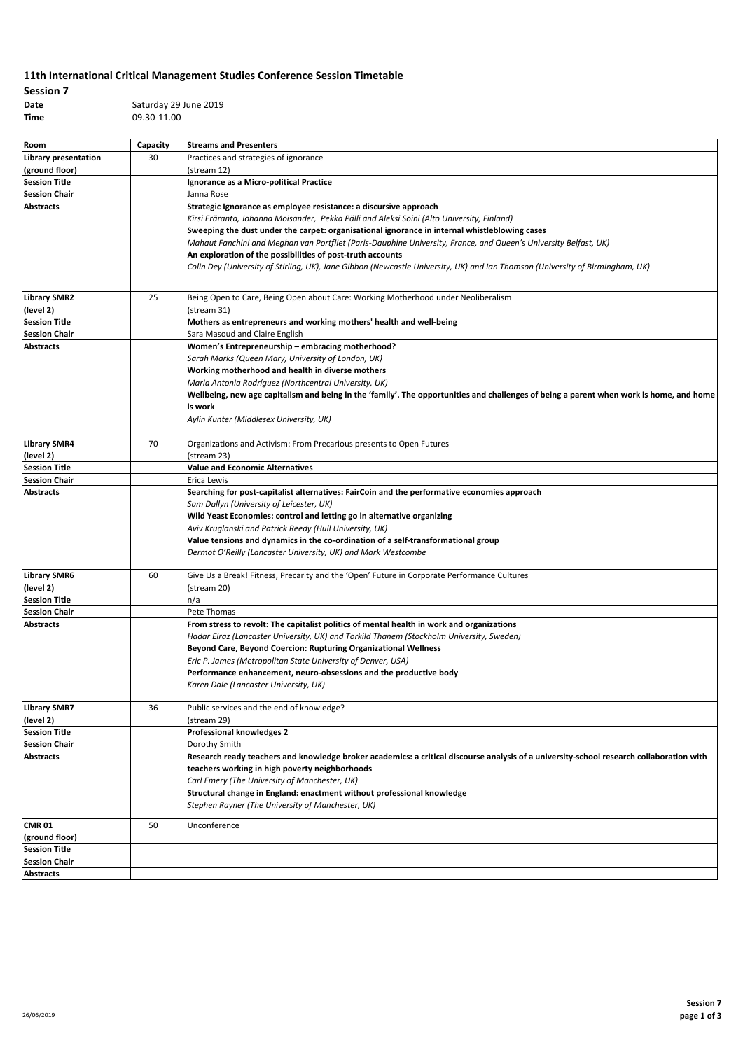# 11th International Critical Management Studies Conference Session Timetable

**Session 7**

**Date** Saturday 29 June 2019

**Time** 09.30-11.00

| Room | Capacity | Streams and Presenters |
|---|---|---|
| **Library presentation (ground floor)** | 30 | Practices and strategies of ignorance (stream 12) |
| **Session Title** | | **Ignorance as a Micro-political Practice** |
| **Session Chair** | | Janna Rose |
| **Abstracts** | | **Strategic Ignorance as employee resistance: a discursive approach**<br>*Kirsi Eräranta, Johanna Moisander, Pekka Pälli and Aleksi Soini (Alto University, Finland)*<br>**Sweeping the dust under the carpet: organisational ignorance in internal whistleblowing cases**<br>*Mahaut Fanchini and Meghan van Portfliet (Paris-Dauphine University, France, and Queen's University Belfast, UK)*<br>**An exploration of the possibilities of post-truth accounts**<br>*Colin Dey (University of Stirling, UK), Jane Gibbon (Newcastle University, UK) and Ian Thomson (University of Birmingham, UK)* |
| **Library SMR2 (level 2)** | 25 | Being Open to Care, Being Open about Care: Working Motherhood under Neoliberalism (stream 31) |
| **Session Title** | | **Mothers as entrepreneurs and working mothers' health and well-being** |
| **Session Chair** | | Sara Masoud and Claire English |
| **Abstracts** | | **Women's Entrepreneurship – embracing motherhood?**<br>*Sarah Marks (Queen Mary, University of London, UK)*<br>**Working motherhood and health in diverse mothers**<br>*Maria Antonia Rodríguez (Northcentral University, UK)*<br>**Wellbeing, new age capitalism and being in the 'family'. The opportunities and challenges of being a parent when work is home, and home is work**<br>*Aylin Kunter (Middlesex University, UK)* |
| **Library SMR4 (level 2)** | 70 | Organizations and Activism: From Precarious presents to Open Futures (stream 23) |
| **Session Title** | | **Value and Economic Alternatives** |
| **Session Chair** | | Erica Lewis |
| **Abstracts** | | **Searching for post-capitalist alternatives: FairCoin and the performative economies approach**<br>*Sam Dallyn (University of Leicester, UK)*<br>**Wild Yeast Economies: control and letting go in alternative organizing**<br>*Aviv Kruglanski and Patrick Reedy (Hull University, UK)*<br>**Value tensions and dynamics in the co-ordination of a self-transformational group**<br>*Dermot O'Reilly (Lancaster University, UK) and Mark Westcombe* |
| **Library SMR6 (level 2)** | 60 | Give Us a Break! Fitness, Precarity and the 'Open' Future in Corporate Performance Cultures (stream 20) |
| **Session Title** | | n/a |
| **Session Chair** | | Pete Thomas |
| **Abstracts** | | **From stress to revolt: The capitalist politics of mental health in work and organizations**<br>*Hadar Elraz (Lancaster University, UK) and Torkild Thanem (Stockholm University, Sweden)*<br>**Beyond Care, Beyond Coercion: Rupturing Organizational Wellness**<br>*Eric P. James (Metropolitan State University of Denver, USA)*<br>**Performance enhancement, neuro-obsessions and the productive body**<br>*Karen Dale (Lancaster University, UK)* |
| **Library SMR7 (level 2)** | 36 | Public services and the end of knowledge? (stream 29) |
| **Session Title** | | **Professional knowledges 2** |
| **Session Chair** | | Dorothy Smith |
| **Abstracts** | | **Research ready teachers and knowledge broker academics: a critical discourse analysis of a university-school research collaboration with teachers working in high poverty neighborhoods**<br>*Carl Emery (The University of Manchester, UK)*<br>**Structural change in England: enactment without professional knowledge**<br>*Stephen Rayner (The University of Manchester, UK)* |
| **CMR 01 (ground floor)** | 50 | Unconference |
| **Session Title** | | |
| **Session Chair** | | |
| **Abstracts** | | |

26/06/2019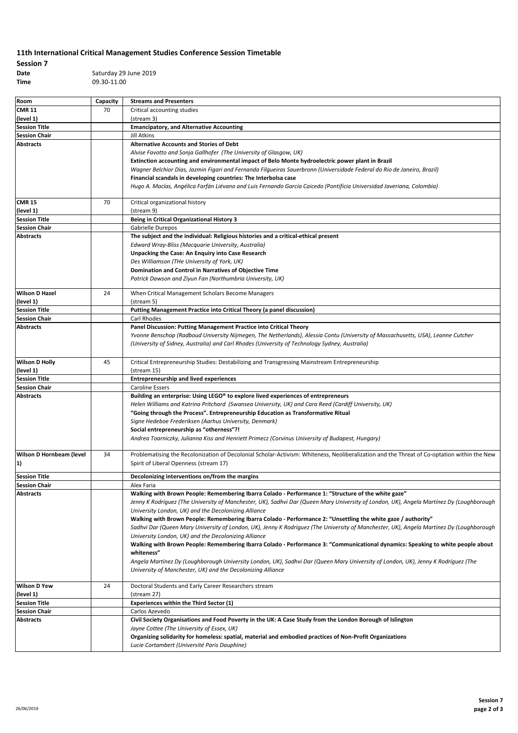# 11th International Critical Management Studies Conference Session Timetable

**Session 7**

**Date** Saturday 29 June 2019

**Time** 09.30-11.00

| Room | Capacity | Streams and Presenters |
|---|---|---|
| **CMR 11 (level 1)** | 70 | Critical accounting studies (stream 3) |
| **Session Title** | | **Emancipatory, and Alternative Accounting** |
| **Session Chair** | | Jill Atkins |
| **Abstracts** | | **Alternative Accounts and Stories of Debt**<br>*Alvise Favotto and Sonja Gallhofer (The University of Glasgow, UK)*<br>**Extinction accounting and environmental impact of Belo Monte hydroelectric power plant in Brazil**<br>*Wagner Belchior Dias, Jazmin Figari and Fernanda Filgueiras Sauerbronn (Universidade Federal do Rio de Janeiro, Brazil)*<br>**Financial scandals in developing countries: The Interbolsa case**<br>*Hugo A. Macías, Angélica Farfán Liévano and Luis Fernando García Caicedo (Pontificia Universidad Javeriana, Colombia)* |
| **CMR 15 (level 1)** | 70 | Critical organizational history (stream 9) |
| **Session Title** | | **Being in Critical Organizational History 3** |
| **Session Chair** | | Gabrielle Durepos |
| **Abstracts** | | **The subject and the individual: Religious histories and a critical-ethical present**<br>*Edward Wray-Bliss (Macquarie University, Australia)*<br>**Unpacking the Case: An Enquiry into Case Research**<br>*Des Williamson (THe University of York, UK)*<br>**Domination and Control in Narratives of Objective Time**<br>*Patrick Dawson and Ziyun Fan (Northumbria University, UK)* |
| **Wilson D Hazel (level 1)** | 24 | When Critical Management Scholars Become Managers (stream 5) |
| **Session Title** | | **Putting Management Practice into Critical Theory (a panel discussion)** |
| **Session Chair** | | Carl Rhodes |
| **Abstracts** | | **Panel Discussion: Putting Management Practice into Critical Theory**<br>*Yvonne Benschop (Radboud University Nijmegen, The Netherlands), Alessia Contu (University of Massachusetts, USA), Leanne Cutcher (University of Sidney, Australia) and Carl Rhodes (University of Technology Sydney, Australia)* |
| **Wilson D Holly (level 1)** | 45 | Critical Entrepreneurship Studies: Destabilizing and Transgressing Mainstream Entrepreneurship (stream 15) |
| **Session Title** | | **Entrepreneurship and lived experiences** |
| **Session Chair** | | Caroline Essers |
| **Abstracts** | | **Building an enterprise: Using LEGO® to explore lived experiences of entrepreneurs**<br>*Helen Williams and Katrina Pritchard (Swansea University, UK) and Cara Reed (Cardiff University, UK)*<br>**"Going through the Process". Entrepreneurship Education as Transformative Ritual**<br>*Signe Hedeboe Frederiksen (Aarhus University, Denmark)*<br>**Social entrepreneurship as "otherness"?!**<br>*Andrea Toarniczky, Julianna Kiss and Henriett Primecz (Corvinus University of Budapest, Hungary)* |
| **Wilson D Hornbeam (level 1)** | 34 | Problematising the Recolonization of Decolonial Scholar-Activism: Whiteness, Neoliberalization and the Threat of Co-optation within the New Spirit of Liberal Openness (stream 17) |
| **Session Title** | | **Decolonizing interventions on/from the margins** |
| **Session Chair** | | Alex Faria |
| **Abstracts** | | **Walking with Brown People: Remembering Ibarra Colado - Performance 1: "Structure of the white gaze"**<br>*Jenny K Rodríguez (The University of Manchester, UK), Sadhvi Dar (Queen Mary University of London, UK), Angela Martínez Dy (Loughborough University London, UK) and the Decolonizing Alliance*<br>**Walking with Brown People: Remembering Ibarra Colado - Performance 2: "Unsettling the white gaze / authority"**<br>*Sadhvi Dar (Queen Mary University of London, UK), Jenny K Rodríguez (The University of Manchester, UK), Angela Martínez Dy (Loughborough University London, UK) and the Decolonizing Alliance*<br>**Walking with Brown People: Remembering Ibarra Colado - Performance 3: "Communicational dynamics: Speaking to white people about whiteness"**<br>*Angela Martínez Dy (Loughborough University London, UK), Sadhvi Dar (Queen Mary University of London, UK), Jenny K Rodríguez (The University of Manchester, UK) and the Decolonizing Alliance* |
| **Wilson D Yew (level 1)** | 24 | Doctoral Students and Early Career Researchers stream (stream 27) |
| **Session Title** | | **Experiences within the Third Sector (1)** |
| **Session Chair** | | Carlos Azevedo |
| **Abstracts** | | **Civil Society Organisations and Food Poverty in the UK: A Case Study from the London Borough of Islington**<br>*Jayne Cottee (The University of Essex, UK)*<br>**Organizing solidarity for homeless: spatial, material and embodied practices of Non-Profit Organizations**<br>*Lucie Cortambert (Université Paris Dauphine)* |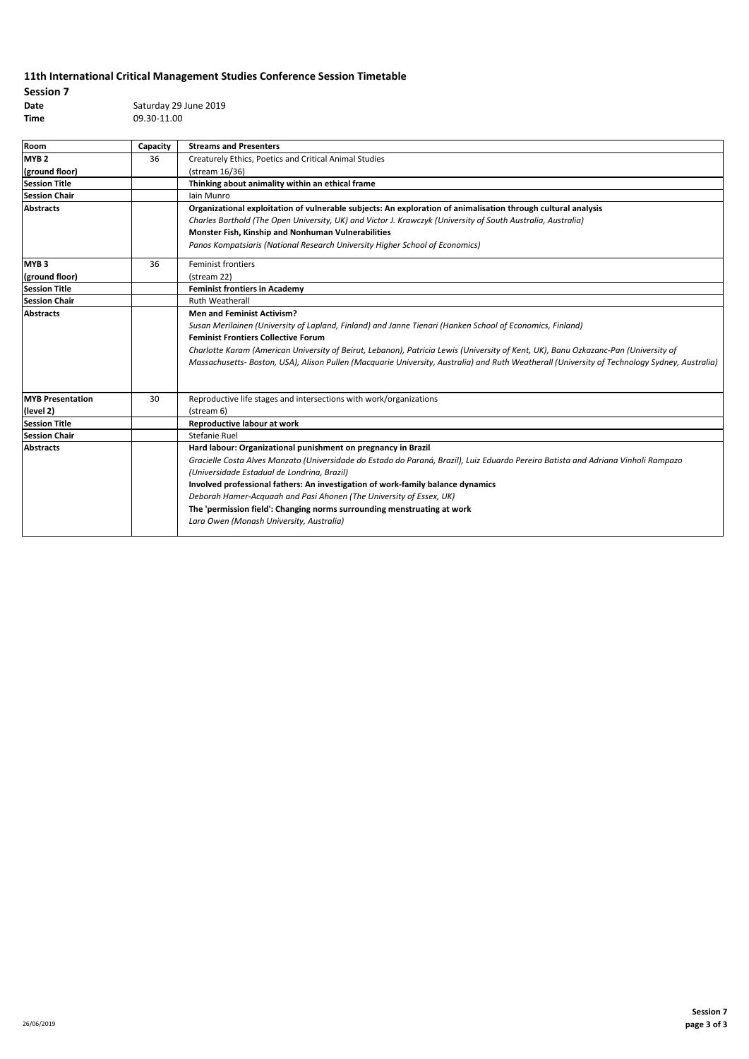**11th International Critical Management Studies Conference Session Timetable**

**Session 7**

**Date** Saturday 29 June 2019

**Time** 09.30-11.00

| **Room** | **Capacity** | **Streams and Presenters** |
|---|---|---|
| **MYB 2 (ground floor)** | 36 | Creaturely Ethics, Poetics and Critical Animal Studies (stream 16/36) |
| **Session Title** | | **Thinking about animality within an ethical frame** |
| **Session Chair** | | Iain Munro |
| **Abstracts** | | **Organizational exploitation of vulnerable subjects: An exploration of animalisation through cultural analysis**<br>*Charles Barthold (The Open University, UK) and Victor J. Krawczyk (University of South Australia, Australia)*<br>**Monster Fish, Kinship and Nonhuman Vulnerabilities**<br>*Panos Kompatsiaris (National Research University Higher School of Economics)* |
| **MYB 3 (ground floor)** | 36 | Feminist frontiers (stream 22) |
| **Session Title** | | **Feminist frontiers in Academy** |
| **Session Chair** | | Ruth Weatherall |
| **Abstracts** | | **Men and Feminist Activism?**<br>*Susan Merilainen (University of Lapland, Finland) and Janne Tienari (Hanken School of Economics, Finland)*<br>**Feminist Frontiers Collective Forum**<br>*Charlotte Karam (American University of Beirut, Lebanon), Patricia Lewis (University of Kent, UK), Banu Ozkazanc-Pan (University of Massachusetts- Boston, USA), Alison Pullen (Macquarie University, Australia) and Ruth Weatherall (University of Technology Sydney, Australia)* |
| **MYB Presentation (level 2)** | 30 | Reproductive life stages and intersections with work/organizations (stream 6) |
| **Session Title** | | **Reproductive labour at work** |
| **Session Chair** | | Stefanie Ruel |
| **Abstracts** | | **Hard labour: Organizational punishment on pregnancy in Brazil**<br>*Gracielle Costa Alves Manzato (Universidade do Estado do Paraná, Brazil), Luiz Eduardo Pereira Batista and Adriana Vinholi Rampazo (Universidade Estadual de Londrina, Brazil)*<br>**Involved professional fathers: An investigation of work-family balance dynamics**<br>*Deborah Hamer-Acquaah and Pasi Ahonen (The University of Essex, UK)*<br>**The 'permission field': Changing norms surrounding menstruating at work**<br>*Lara Owen (Monash University, Australia)* |